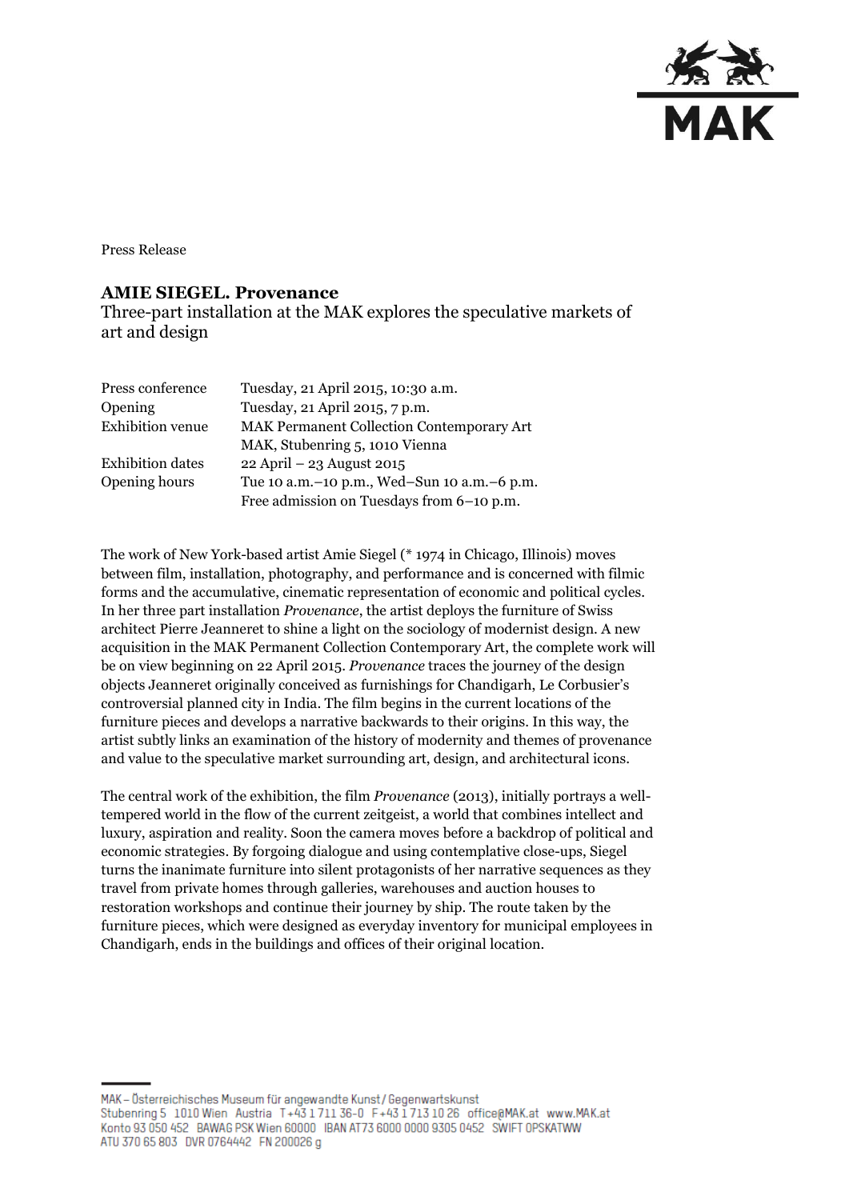Press Release

# AMIE SIEGEL. Provenance

Three-part installation at the MAK explores the speculative markets of art and design

| | |
|---|---|
| Press conference | Tuesday, 21 April 2015, 10:30 a.m. |
| Opening | Tuesday, 21 April 2015, 7 p.m. |
| Exhibition venue | MAK Permanent Collection Contemporary Art<br>MAK, Stubenring 5, 1010 Vienna |
| Exhibition dates | 22 April – 23 August 2015 |
| Opening hours | Tue 10 a.m.–10 p.m., Wed–Sun 10 a.m.–6 p.m.<br>Free admission on Tuesdays from 6–10 p.m. |

The work of New York-based artist Amie Siegel (* 1974 in Chicago, Illinois) moves between film, installation, photography, and performance and is concerned with filmic forms and the accumulative, cinematic representation of economic and political cycles. In her three part installation *Provenance*, the artist deploys the furniture of Swiss architect Pierre Jeanneret to shine a light on the sociology of modernist design. A new acquisition in the MAK Permanent Collection Contemporary Art, the complete work will be on view beginning on 22 April 2015. *Provenance* traces the journey of the design objects Jeanneret originally conceived as furnishings for Chandigarh, Le Corbusier's controversial planned city in India. The film begins in the current locations of the furniture pieces and develops a narrative backwards to their origins. In this way, the artist subtly links an examination of the history of modernity and themes of provenance and value to the speculative market surrounding art, design, and architectural icons.

The central work of the exhibition, the film *Provenance* (2013), initially portrays a well-tempered world in the flow of the current zeitgeist, a world that combines intellect and luxury, aspiration and reality. Soon the camera moves before a backdrop of political and economic strategies. By forgoing dialogue and using contemplative close-ups, Siegel turns the inanimate furniture into silent protagonists of her narrative sequences as they travel from private homes through galleries, warehouses and auction houses to restoration workshops and continue their journey by ship. The route taken by the furniture pieces, which were designed as everyday inventory for municipal employees in Chandigarh, ends in the buildings and offices of their original location.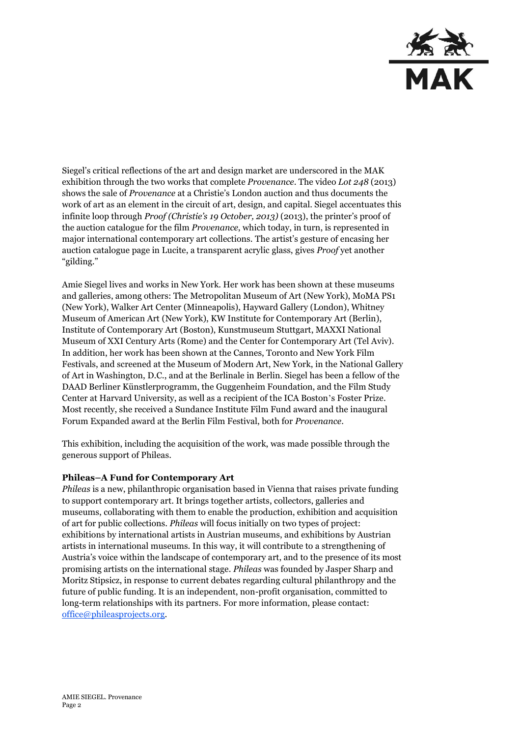Siegel's critical reflections of the art and design market are underscored in the MAK exhibition through the two works that complete *Provenance*. The video *Lot 248* (2013) shows the sale of *Provenance* at a Christie's London auction and thus documents the work of art as an element in the circuit of art, design, and capital. Siegel accentuates this infinite loop through *Proof (Christie's 19 October, 2013)* (2013), the printer's proof of the auction catalogue for the film *Provenance*, which today, in turn, is represented in major international contemporary art collections. The artist's gesture of encasing her auction catalogue page in Lucite, a transparent acrylic glass, gives *Proof* yet another "gilding."

Amie Siegel lives and works in New York. Her work has been shown at these museums and galleries, among others: The Metropolitan Museum of Art (New York), MoMA PS1 (New York), Walker Art Center (Minneapolis), Hayward Gallery (London), Whitney Museum of American Art (New York), KW Institute for Contemporary Art (Berlin), Institute of Contemporary Art (Boston), Kunstmuseum Stuttgart, MAXXI National Museum of XXI Century Arts (Rome) and the Center for Contemporary Art (Tel Aviv). In addition, her work has been shown at the Cannes, Toronto and New York Film Festivals, and screened at the Museum of Modern Art, New York, in the National Gallery of Art in Washington, D.C., and at the Berlinale in Berlin. Siegel has been a fellow of the DAAD Berliner Künstlerprogramm, the Guggenheim Foundation, and the Film Study Center at Harvard University, as well as a recipient of the ICA Boston's Foster Prize. Most recently, she received a Sundance Institute Film Fund award and the inaugural Forum Expanded award at the Berlin Film Festival, both for *Provenance*.

This exhibition, including the acquisition of the work, was made possible through the generous support of Phileas.

**Phileas–A Fund for Contemporary Art**

*Phileas* is a new, philanthropic organisation based in Vienna that raises private funding to support contemporary art. It brings together artists, collectors, galleries and museums, collaborating with them to enable the production, exhibition and acquisition of art for public collections. *Phileas* will focus initially on two types of project: exhibitions by international artists in Austrian museums, and exhibitions by Austrian artists in international museums. In this way, it will contribute to a strengthening of Austria's voice within the landscape of contemporary art, and to the presence of its most promising artists on the international stage. *Phileas* was founded by Jasper Sharp and Moritz Stipsicz, in response to current debates regarding cultural philanthropy and the future of public funding. It is an independent, non-profit organisation, committed to long-term relationships with its partners. For more information, please contact: office@phileasprojects.org.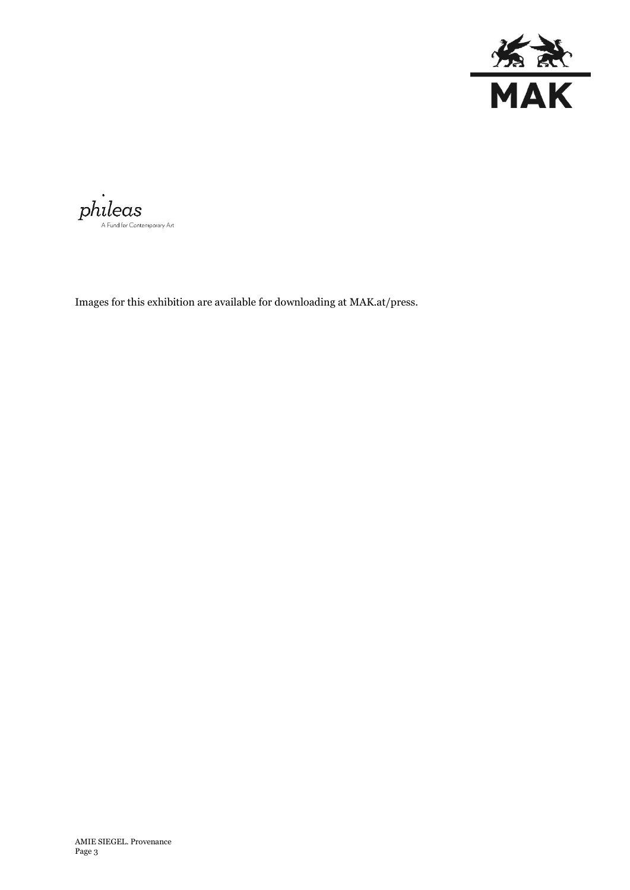phileas
A Fund for Contemporary Art

Images for this exhibition are available for downloading at MAK.at/press.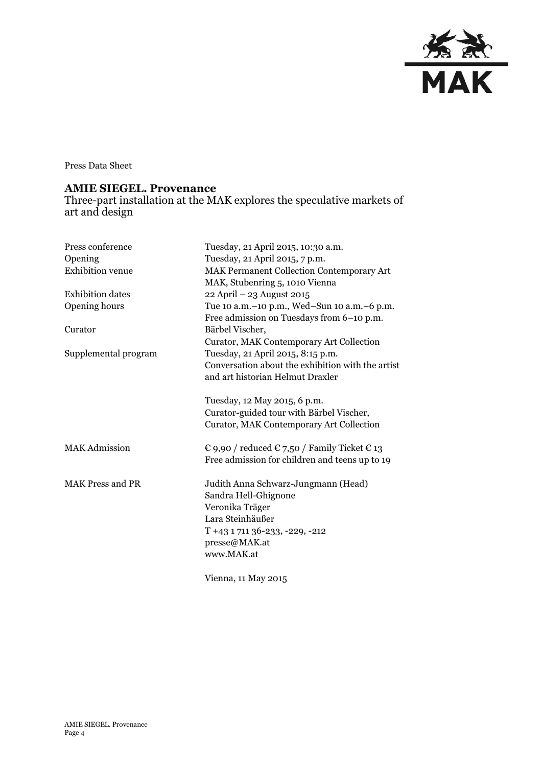Press Data Sheet

## AMIE SIEGEL. Provenance

Three-part installation at the MAK explores the speculative markets of art and design

| | |
|---|---|
| Press conference | Tuesday, 21 April 2015, 10:30 a.m. |
| Opening | Tuesday, 21 April 2015, 7 p.m. |
| Exhibition venue | MAK Permanent Collection Contemporary Art<br>MAK, Stubenring 5, 1010 Vienna |
| Exhibition dates | 22 April – 23 August 2015 |
| Opening hours | Tue 10 a.m.–10 p.m., Wed–Sun 10 a.m.–6 p.m.<br>Free admission on Tuesdays from 6–10 p.m. |
| Curator | Bärbel Vischer,<br>Curator, MAK Contemporary Art Collection |
| Supplemental program | Tuesday, 21 April 2015, 8:15 p.m.<br>Conversation about the exhibition with the artist and art historian Helmut Draxler<br><br>Tuesday, 12 May 2015, 6 p.m.<br>Curator-guided tour with Bärbel Vischer,<br>Curator, MAK Contemporary Art Collection |
| MAK Admission | € 9,90 / reduced € 7,50 / Family Ticket € 13<br>Free admission for children and teens up to 19 |
| MAK Press and PR | Judith Anna Schwarz-Jungmann (Head)<br>Sandra Hell-Ghignone<br>Veronika Träger<br>Lara Steinhäußer<br>T +43 1 711 36-233, -229, -212<br>presse@MAK.at<br>www.MAK.at |

Vienna, 11 May 2015